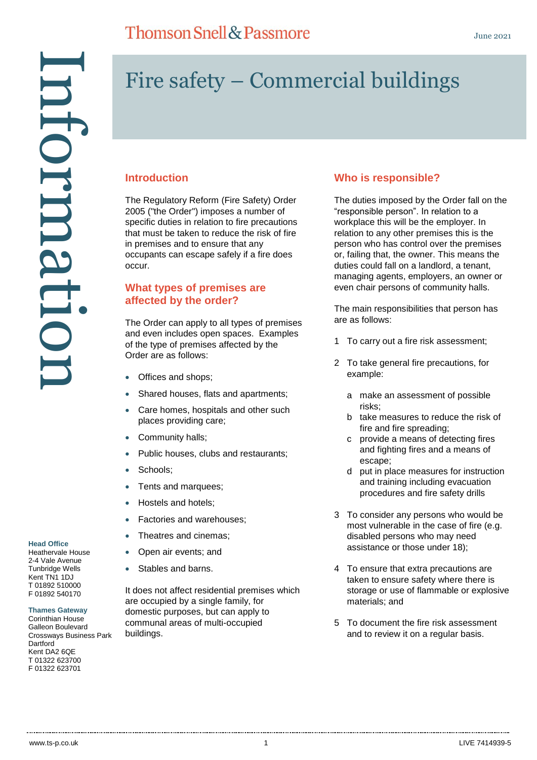# Fire safety – Commercial buildings

## Introduction

The Regulatory Reform (Fire Safety) Order 2005 ("the Order") imposes a number of specific duties in relation to fire precautions that must be taken to reduce the risk of fire in premises and to ensure that any occupants can escape safely if a fire does occur.

## What types of premises are affected by the order?

The Order can apply to all types of premises and even includes open spaces. Examples of the type of premises affected by the Order are as follows:

- Offices and shops;
- Shared houses, flats and apartments;
- Care homes, hospitals and other such places providing care;
- Community halls;
- Public houses, clubs and restaurants;
- Schools;
- Tents and marquees;
- Hostels and hotels;
- Factories and warehouses;
- Theatres and cinemas;
- Open air events; and
- Stables and barns.

It does not affect residential premises which are occupied by a single family, for domestic purposes, but can apply to communal areas of multi-occupied buildings.

## Who is responsible?

The duties imposed by the Order fall on the "responsible person". In relation to a workplace this will be the employer. In relation to any other premises this is the person who has control over the premises or, failing that, the owner. This means the duties could fall on a landlord, a tenant, managing agents, employers, an owner or even chair persons of community halls.

The main responsibilities that person has are as follows:

1. To carry out a fire risk assessment;
2. To take general fire precautions, for example:
   a. make an assessment of possible risks;
   b. take measures to reduce the risk of fire and fire spreading;
   c. provide a means of detecting fires and fighting fires and a means of escape;
   d. put in place measures for instruction and training including evacuation procedures and fire safety drills
3. To consider any persons who would be most vulnerable in the case of fire (e.g. disabled persons who may need assistance or those under 18);
4. To ensure that extra precautions are taken to ensure safety where there is storage or use of flammable or explosive materials; and
5. To document the fire risk assessment and to review it on a regular basis.

**Head Office**
Heathervale House
2-4 Vale Avenue
Tunbridge Wells
Kent TN1 1DJ
T 01892 510000
F 01892 540170

**Thames Gateway**
Corinthian House
Galleon Boulevard
Crossways Business Park
Dartford
Kent DA2 6QE
T 01322 623700
F 01322 623701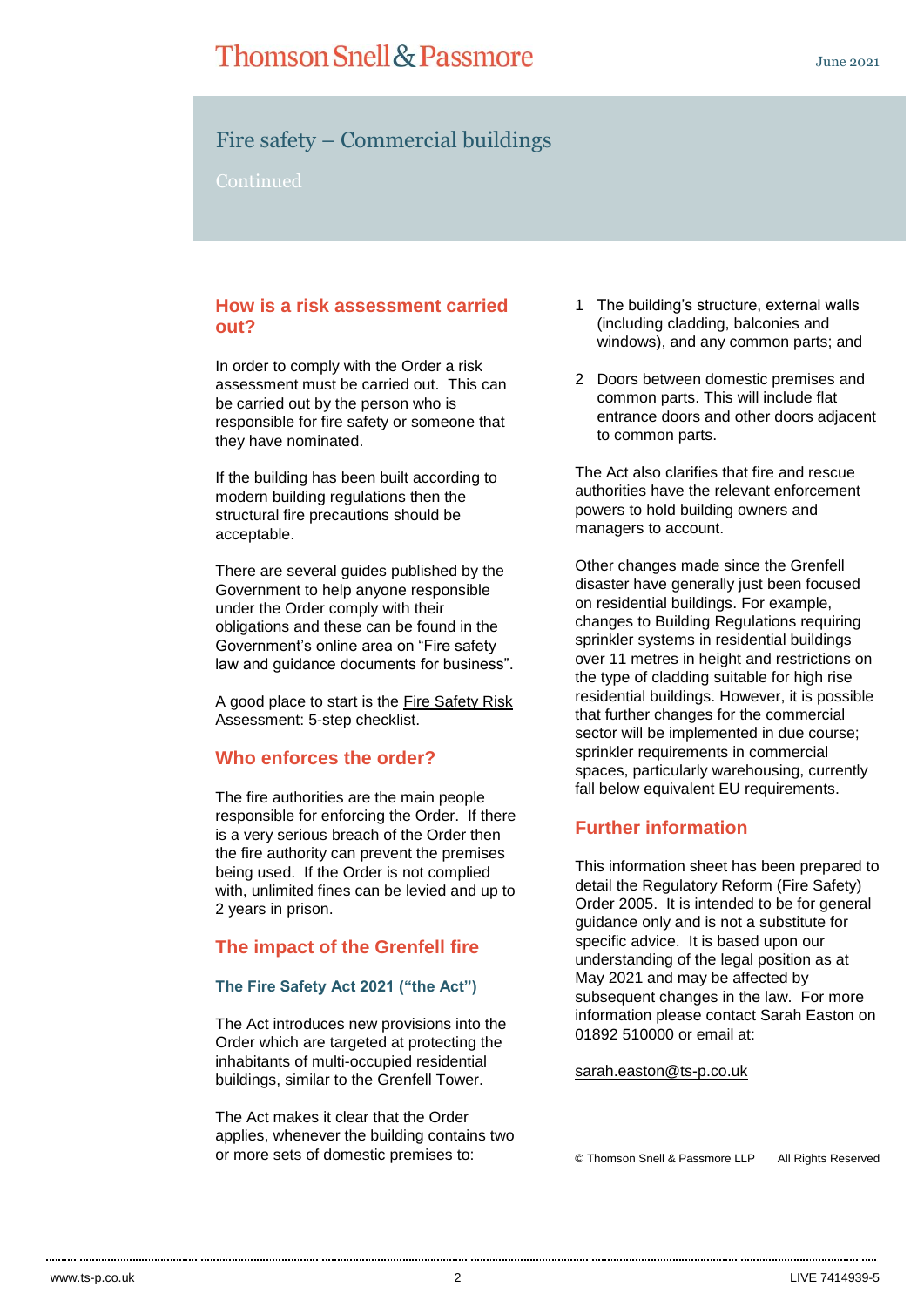# Fire safety – Commercial buildings

Continued

## How is a risk assessment carried out?

In order to comply with the Order a risk assessment must be carried out. This can be carried out by the person who is responsible for fire safety or someone that they have nominated.

If the building has been built according to modern building regulations then the structural fire precautions should be acceptable.

There are several guides published by the Government to help anyone responsible under the Order comply with their obligations and these can be found in the Government's online area on "Fire safety law and guidance documents for business".

A good place to start is the Fire Safety Risk Assessment: 5-step checklist.

## Who enforces the order?

The fire authorities are the main people responsible for enforcing the Order. If there is a very serious breach of the Order then the fire authority can prevent the premises being used. If the Order is not complied with, unlimited fines can be levied and up to 2 years in prison.

## The impact of the Grenfell fire

### The Fire Safety Act 2021 ("the Act")

The Act introduces new provisions into the Order which are targeted at protecting the inhabitants of multi-occupied residential buildings, similar to the Grenfell Tower.

The Act makes it clear that the Order applies, whenever the building contains two or more sets of domestic premises to:

1. The building's structure, external walls (including cladding, balconies and windows), and any common parts; and
2. Doors between domestic premises and common parts. This will include flat entrance doors and other doors adjacent to common parts.

The Act also clarifies that fire and rescue authorities have the relevant enforcement powers to hold building owners and managers to account.

Other changes made since the Grenfell disaster have generally just been focused on residential buildings. For example, changes to Building Regulations requiring sprinkler systems in residential buildings over 11 metres in height and restrictions on the type of cladding suitable for high rise residential buildings. However, it is possible that further changes for the commercial sector will be implemented in due course; sprinkler requirements in commercial spaces, particularly warehousing, currently fall below equivalent EU requirements.

## Further information

This information sheet has been prepared to detail the Regulatory Reform (Fire Safety) Order 2005. It is intended to be for general guidance only and is not a substitute for specific advice. It is based upon our understanding of the legal position as at May 2021 and may be affected by subsequent changes in the law. For more information please contact Sarah Easton on 01892 510000 or email at:

sarah.easton@ts-p.co.uk

© Thomson Snell & Passmore LLP All Rights Reserved